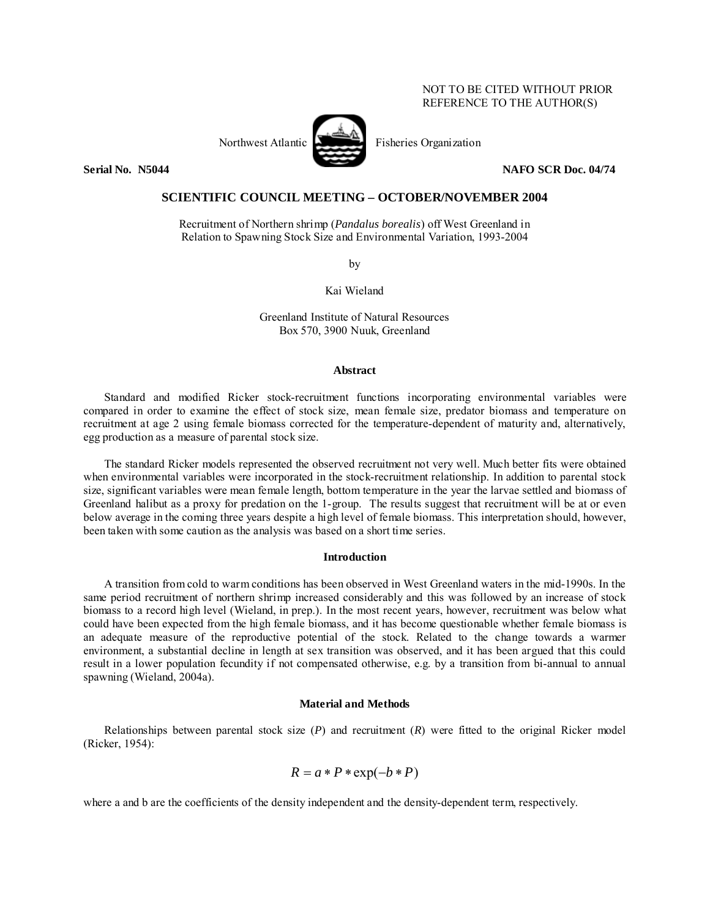NOT TO BE CITED WITHOUT PRIOR REFERENCE TO THE AUTHOR(S)

Northwest Atlantic Fisheries Organization

**Serial No. N5044** **NAFO SCR Doc. 04/74**

## SCIENTIFIC COUNCIL MEETING – OCTOBER/NOVEMBER 2004

Recruitment of Northern shrimp (*Pandalus borealis*) off West Greenland in Relation to Spawning Stock Size and Environmental Variation, 1993-2004

by

Kai Wieland

Greenland Institute of Natural Resources
Box 570, 3900 Nuuk, Greenland

### Abstract

Standard and modified Ricker stock-recruitment functions incorporating environmental variables were compared in order to examine the effect of stock size, mean female size, predator biomass and temperature on recruitment at age 2 using female biomass corrected for the temperature-dependent of maturity and, alternatively, egg production as a measure of parental stock size.

The standard Ricker models represented the observed recruitment not very well. Much better fits were obtained when environmental variables were incorporated in the stock-recruitment relationship. In addition to parental stock size, significant variables were mean female length, bottom temperature in the year the larvae settled and biomass of Greenland halibut as a proxy for predation on the 1-group. The results suggest that recruitment will be at or even below average in the coming three years despite a high level of female biomass. This interpretation should, however, been taken with some caution as the analysis was based on a short time series.

### Introduction

A transition from cold to warm conditions has been observed in West Greenland waters in the mid-1990s. In the same period recruitment of northern shrimp increased considerably and this was followed by an increase of stock biomass to a record high level (Wieland, in prep.). In the most recent years, however, recruitment was below what could have been expected from the high female biomass, and it has become questionable whether female biomass is an adequate measure of the reproductive potential of the stock. Related to the change towards a warmer environment, a substantial decline in length at sex transition was observed, and it has been argued that this could result in a lower population fecundity if not compensated otherwise, e.g. by a transition from bi-annual to annual spawning (Wieland, 2004a).

### Material and Methods

Relationships between parental stock size (*P*) and recruitment (*R*) were fitted to the original Ricker model (Ricker, 1954):

$$R = a * P * \exp(-b * P)$$

where a and b are the coefficients of the density independent and the density-dependent term, respectively.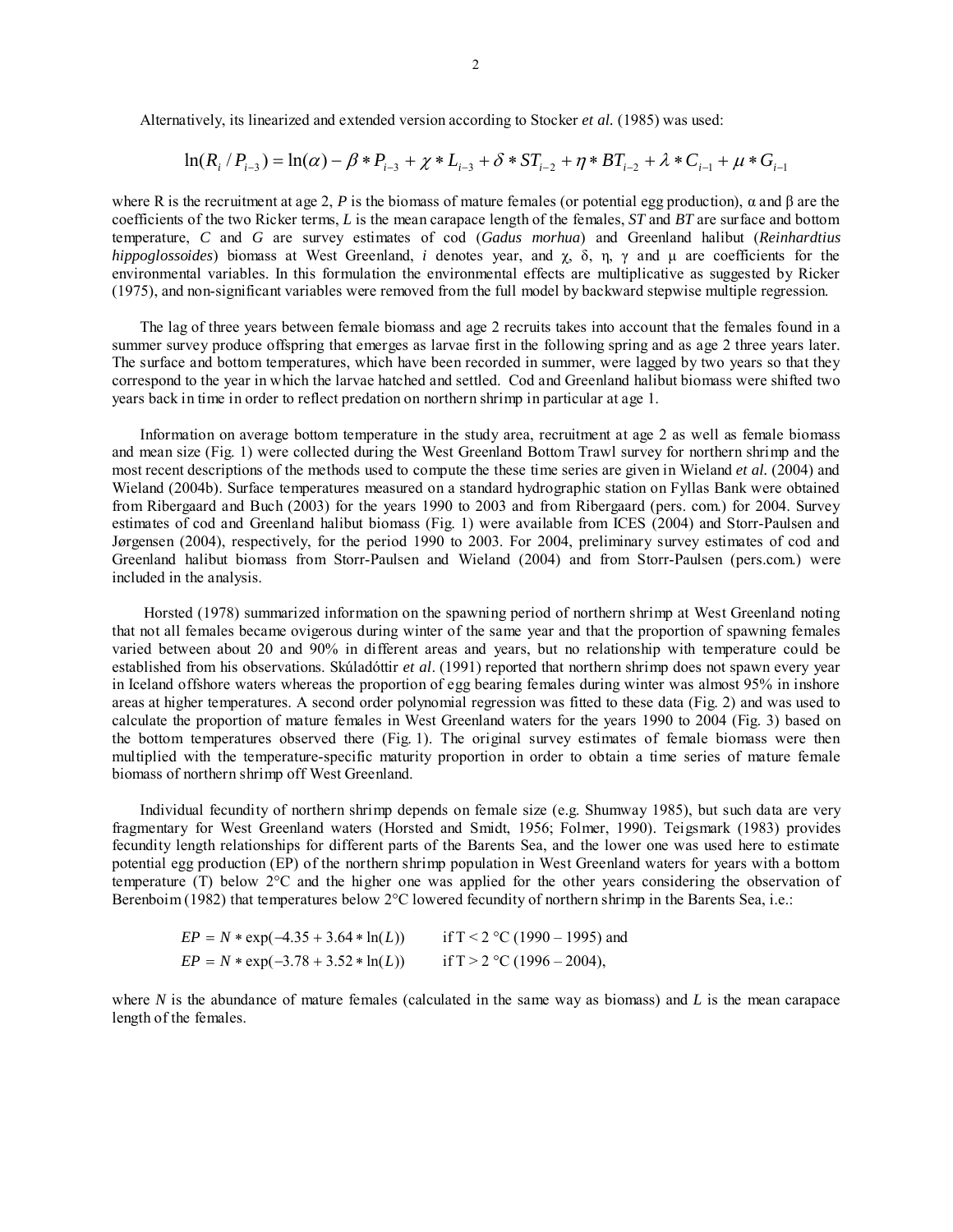Alternatively, its linearized and extended version according to Stocker *et al.* (1985) was used:

$$\ln(R_i / P_{i-3}) = \ln(\alpha) - \beta * P_{i-3} + \chi * L_{i-3} + \delta * ST_{i-2} + \eta * BT_{i-2} + \lambda * C_{i-1} + \mu * G_{i-1}$$

where R is the recruitment at age 2, *P* is the biomass of mature females (or potential egg production), α and β are the coefficients of the two Ricker terms, *L* is the mean carapace length of the females, *ST* and *BT* are surface and bottom temperature, *C* and *G* are survey estimates of cod (*Gadus morhua*) and Greenland halibut (*Reinhardtius hippoglossoides*) biomass at West Greenland, *i* denotes year, and χ, δ, η, γ and μ are coefficients for the environmental variables. In this formulation the environmental effects are multiplicative as suggested by Ricker (1975), and non-significant variables were removed from the full model by backward stepwise multiple regression.

The lag of three years between female biomass and age 2 recruits takes into account that the females found in a summer survey produce offspring that emerges as larvae first in the following spring and as age 2 three years later. The surface and bottom temperatures, which have been recorded in summer, were lagged by two years so that they correspond to the year in which the larvae hatched and settled. Cod and Greenland halibut biomass were shifted two years back in time in order to reflect predation on northern shrimp in particular at age 1.

Information on average bottom temperature in the study area, recruitment at age 2 as well as female biomass and mean size (Fig. 1) were collected during the West Greenland Bottom Trawl survey for northern shrimp and the most recent descriptions of the methods used to compute the these time series are given in Wieland *et al.* (2004) and Wieland (2004b). Surface temperatures measured on a standard hydrographic station on Fyllas Bank were obtained from Ribergaard and Buch (2003) for the years 1990 to 2003 and from Ribergaard (pers. com.) for 2004. Survey estimates of cod and Greenland halibut biomass (Fig. 1) were available from ICES (2004) and Storr-Paulsen and Jørgensen (2004), respectively, for the period 1990 to 2003. For 2004, preliminary survey estimates of cod and Greenland halibut biomass from Storr-Paulsen and Wieland (2004) and from Storr-Paulsen (pers.com.) were included in the analysis.

Horsted (1978) summarized information on the spawning period of northern shrimp at West Greenland noting that not all females became ovigerous during winter of the same year and that the proportion of spawning females varied between about 20 and 90% in different areas and years, but no relationship with temperature could be established from his observations. Skúladóttir *et al*. (1991) reported that northern shrimp does not spawn every year in Iceland offshore waters whereas the proportion of egg bearing females during winter was almost 95% in inshore areas at higher temperatures. A second order polynomial regression was fitted to these data (Fig. 2) and was used to calculate the proportion of mature females in West Greenland waters for the years 1990 to 2004 (Fig. 3) based on the bottom temperatures observed there (Fig. 1). The original survey estimates of female biomass were then multiplied with the temperature-specific maturity proportion in order to obtain a time series of mature female biomass of northern shrimp off West Greenland.

Individual fecundity of northern shrimp depends on female size (e.g. Shumway 1985), but such data are very fragmentary for West Greenland waters (Horsted and Smidt, 1956; Folmer, 1990). Teigsmark (1983) provides fecundity length relationships for different parts of the Barents Sea, and the lower one was used here to estimate potential egg production (EP) of the northern shrimp population in West Greenland waters for years with a bottom temperature (T) below 2°C and the higher one was applied for the other years considering the observation of Berenboim (1982) that temperatures below 2°C lowered fecundity of northern shrimp in the Barents Sea, i.e.:

$$EP = N * \exp(-4.35 + 3.64 * \ln(L)) \qquad \text{if T} < 2\ °\text{C (1990 – 1995) and}$$

$$EP = N * \exp(-3.78 + 3.52 * \ln(L)) \qquad \text{if T} > 2\ °\text{C (1996 – 2004),}$$

where *N* is the abundance of mature females (calculated in the same way as biomass) and *L* is the mean carapace length of the females.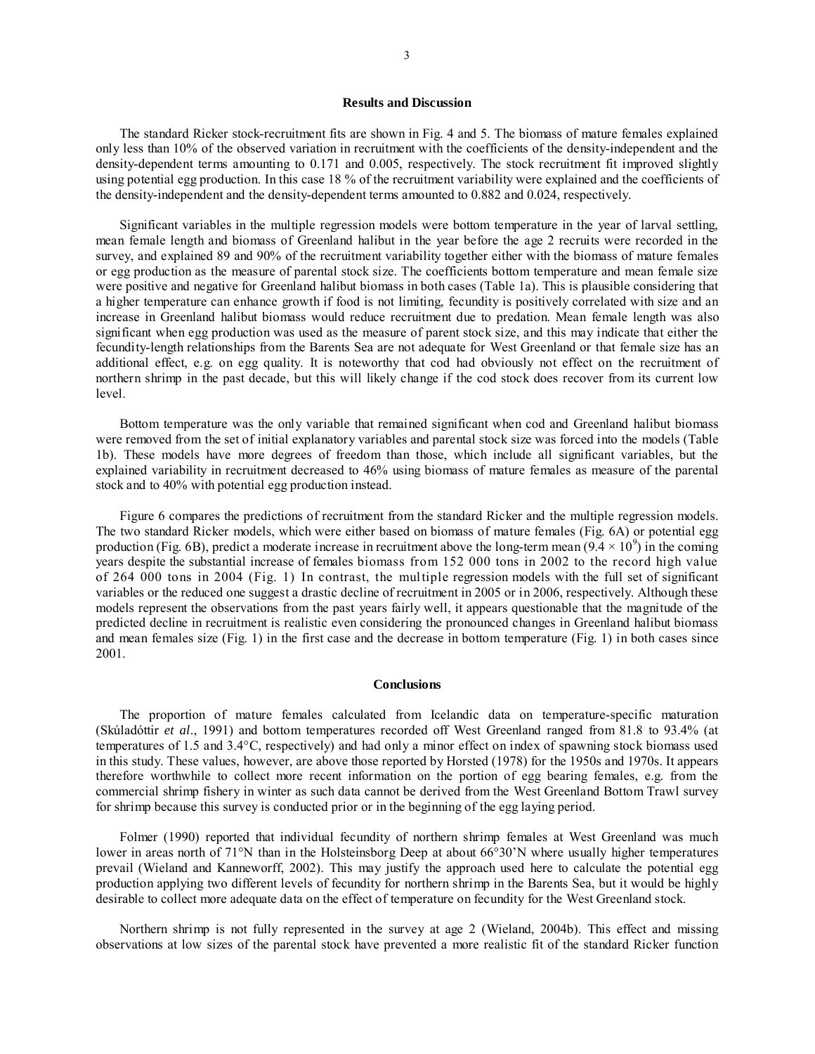## Results and Discussion

The standard Ricker stock-recruitment fits are shown in Fig. 4 and 5. The biomass of mature females explained only less than 10% of the observed variation in recruitment with the coefficients of the density-independent and the density-dependent terms amounting to 0.171 and 0.005, respectively. The stock recruitment fit improved slightly using potential egg production. In this case 18 % of the recruitment variability were explained and the coefficients of the density-independent and the density-dependent terms amounted to 0.882 and 0.024, respectively.

Significant variables in the multiple regression models were bottom temperature in the year of larval settling, mean female length and biomass of Greenland halibut in the year before the age 2 recruits were recorded in the survey, and explained 89 and 90% of the recruitment variability together either with the biomass of mature females or egg production as the measure of parental stock size. The coefficients bottom temperature and mean female size were positive and negative for Greenland halibut biomass in both cases (Table 1a). This is plausible considering that a higher temperature can enhance growth if food is not limiting, fecundity is positively correlated with size and an increase in Greenland halibut biomass would reduce recruitment due to predation. Mean female length was also significant when egg production was used as the measure of parent stock size, and this may indicate that either the fecundity-length relationships from the Barents Sea are not adequate for West Greenland or that female size has an additional effect, e.g. on egg quality. It is noteworthy that cod had obviously not effect on the recruitment of northern shrimp in the past decade, but this will likely change if the cod stock does recover from its current low level.

Bottom temperature was the only variable that remained significant when cod and Greenland halibut biomass were removed from the set of initial explanatory variables and parental stock size was forced into the models (Table 1b). These models have more degrees of freedom than those, which include all significant variables, but the explained variability in recruitment decreased to 46% using biomass of mature females as measure of the parental stock and to 40% with potential egg production instead.

Figure 6 compares the predictions of recruitment from the standard Ricker and the multiple regression models. The two standard Ricker models, which were either based on biomass of mature females (Fig. 6A) or potential egg production (Fig. 6B), predict a moderate increase in recruitment above the long-term mean ($9.4 \times 10^9$) in the coming years despite the substantial increase of females biomass from 152 000 tons in 2002 to the record high value of 264 000 tons in 2004 (Fig. 1) In contrast, the multiple regression models with the full set of significant variables or the reduced one suggest a drastic decline of recruitment in 2005 or in 2006, respectively. Although these models represent the observations from the past years fairly well, it appears questionable that the magnitude of the predicted decline in recruitment is realistic even considering the pronounced changes in Greenland halibut biomass and mean females size (Fig. 1) in the first case and the decrease in bottom temperature (Fig. 1) in both cases since 2001.

## Conclusions

The proportion of mature females calculated from Icelandic data on temperature-specific maturation (Skúladóttir *et al*., 1991) and bottom temperatures recorded off West Greenland ranged from 81.8 to 93.4% (at temperatures of 1.5 and 3.4°C, respectively) and had only a minor effect on index of spawning stock biomass used in this study. These values, however, are above those reported by Horsted (1978) for the 1950s and 1970s. It appears therefore worthwhile to collect more recent information on the portion of egg bearing females, e.g. from the commercial shrimp fishery in winter as such data cannot be derived from the West Greenland Bottom Trawl survey for shrimp because this survey is conducted prior or in the beginning of the egg laying period.

Folmer (1990) reported that individual fecundity of northern shrimp females at West Greenland was much lower in areas north of 71°N than in the Holsteinsborg Deep at about 66°30'N where usually higher temperatures prevail (Wieland and Kanneworff, 2002). This may justify the approach used here to calculate the potential egg production applying two different levels of fecundity for northern shrimp in the Barents Sea, but it would be highly desirable to collect more adequate data on the effect of temperature on fecundity for the West Greenland stock.

Northern shrimp is not fully represented in the survey at age 2 (Wieland, 2004b). This effect and missing observations at low sizes of the parental stock have prevented a more realistic fit of the standard Ricker function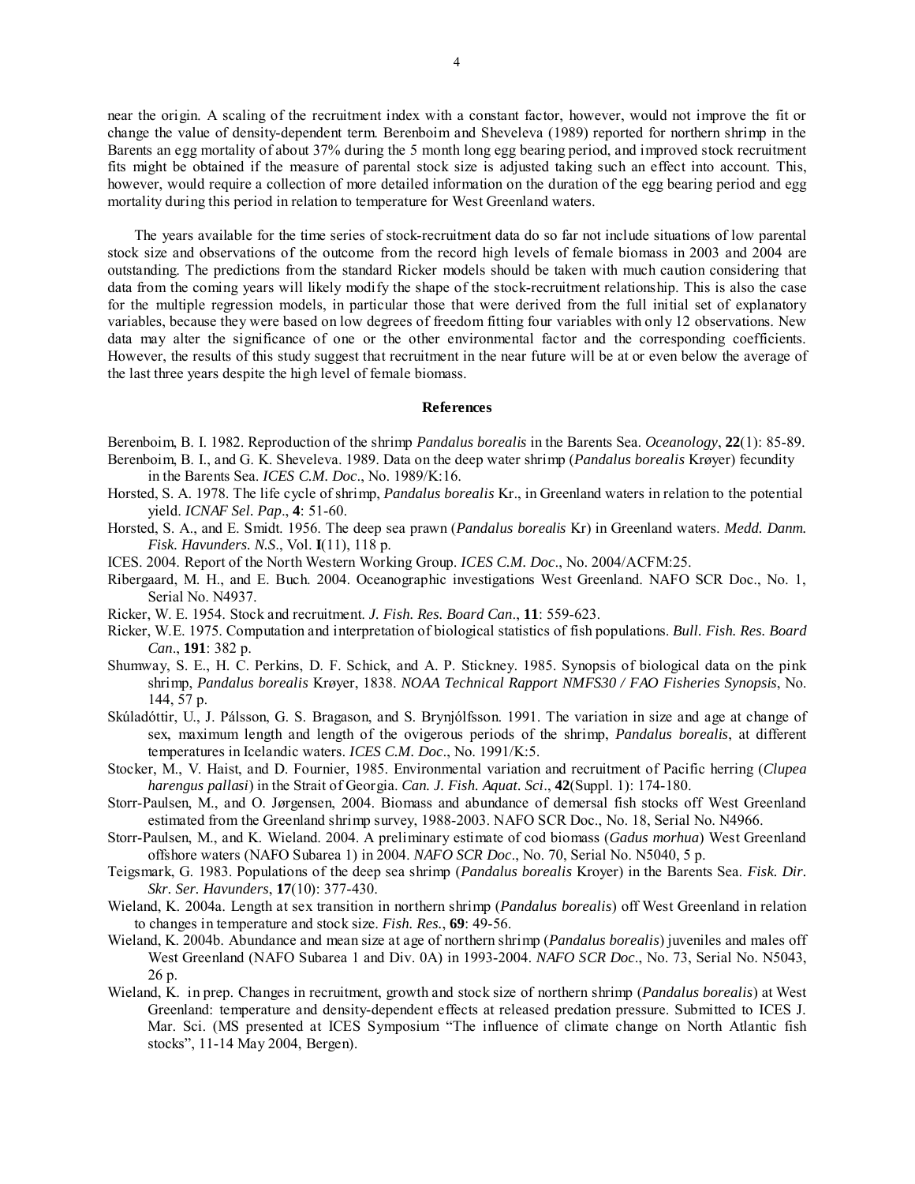near the origin. A scaling of the recruitment index with a constant factor, however, would not improve the fit or change the value of density-dependent term. Berenboim and Sheveleva (1989) reported for northern shrimp in the Barents an egg mortality of about 37% during the 5 month long egg bearing period, and improved stock recruitment fits might be obtained if the measure of parental stock size is adjusted taking such an effect into account. This, however, would require a collection of more detailed information on the duration of the egg bearing period and egg mortality during this period in relation to temperature for West Greenland waters.

The years available for the time series of stock-recruitment data do so far not include situations of low parental stock size and observations of the outcome from the record high levels of female biomass in 2003 and 2004 are outstanding. The predictions from the standard Ricker models should be taken with much caution considering that data from the coming years will likely modify the shape of the stock-recruitment relationship. This is also the case for the multiple regression models, in particular those that were derived from the full initial set of explanatory variables, because they were based on low degrees of freedom fitting four variables with only 12 observations. New data may alter the significance of one or the other environmental factor and the corresponding coefficients. However, the results of this study suggest that recruitment in the near future will be at or even below the average of the last three years despite the high level of female biomass.

## References

Berenboim, B. I. 1982. Reproduction of the shrimp *Pandalus borealis* in the Barents Sea. *Oceanology*, **22**(1): 85-89.

Berenboim, B. I., and G. K. Sheveleva. 1989. Data on the deep water shrimp (*Pandalus borealis* Krøyer) fecundity in the Barents Sea. *ICES C.M. Doc*., No. 1989/K:16.

Horsted, S. A. 1978. The life cycle of shrimp, *Pandalus borealis* Kr., in Greenland waters in relation to the potential yield. *ICNAF Sel. Pap*., **4**: 51-60.

Horsted, S. A., and E. Smidt. 1956. The deep sea prawn (*Pandalus borealis* Kr) in Greenland waters. *Medd. Danm. Fisk. Havunders. N.S*., Vol. **I**(11), 118 p.

ICES. 2004. Report of the North Western Working Group. *ICES C.M. Doc*., No. 2004/ACFM:25.

Ribergaard, M. H., and E. Buch. 2004. Oceanographic investigations West Greenland. NAFO SCR Doc., No. 1, Serial No. N4937.

Ricker, W. E. 1954. Stock and recruitment. *J. Fish. Res. Board Can*., **11**: 559-623.

Ricker, W.E. 1975. Computation and interpretation of biological statistics of fish populations. *Bull. Fish. Res. Board Can*., **191**: 382 p.

Shumway, S. E., H. C. Perkins, D. F. Schick, and A. P. Stickney. 1985. Synopsis of biological data on the pink shrimp, *Pandalus borealis* Krøyer, 1838. *NOAA Technical Rapport NMFS30 / FAO Fisheries Synopsis*, No. 144, 57 p.

Skúladóttir, U., J. Pálsson, G. S. Bragason, and S. Brynjólfsson. 1991. The variation in size and age at change of sex, maximum length and length of the ovigerous periods of the shrimp, *Pandalus borealis*, at different temperatures in Icelandic waters. *ICES C.M. Doc*., No. 1991/K:5.

Stocker, M., V. Haist, and D. Fournier, 1985. Environmental variation and recruitment of Pacific herring (*Clupea harengus pallasi*) in the Strait of Georgia. *Can. J. Fish. Aquat. Sci*., **42**(Suppl. 1): 174-180.

Storr-Paulsen, M., and O. Jørgensen, 2004. Biomass and abundance of demersal fish stocks off West Greenland estimated from the Greenland shrimp survey, 1988-2003. NAFO SCR Doc., No. 18, Serial No. N4966.

Storr-Paulsen, M., and K. Wieland. 2004. A preliminary estimate of cod biomass (*Gadus morhua*) West Greenland offshore waters (NAFO Subarea 1) in 2004. *NAFO SCR Doc*., No. 70, Serial No. N5040, 5 p.

Teigsmark, G. 1983. Populations of the deep sea shrimp (*Pandalus borealis* Kroyer) in the Barents Sea. *Fisk. Dir. Skr. Ser. Havunders*, **17**(10): 377-430.

Wieland, K. 2004a. Length at sex transition in northern shrimp (*Pandalus borealis*) off West Greenland in relation to changes in temperature and stock size. *Fish. Res*., **69**: 49-56.

Wieland, K. 2004b. Abundance and mean size at age of northern shrimp (*Pandalus borealis*) juveniles and males off West Greenland (NAFO Subarea 1 and Div. 0A) in 1993-2004. *NAFO SCR Doc*., No. 73, Serial No. N5043, 26 p.

Wieland, K. in prep. Changes in recruitment, growth and stock size of northern shrimp (*Pandalus borealis*) at West Greenland: temperature and density-dependent effects at released predation pressure. Submitted to ICES J. Mar. Sci. (MS presented at ICES Symposium "The influence of climate change on North Atlantic fish stocks", 11-14 May 2004, Bergen).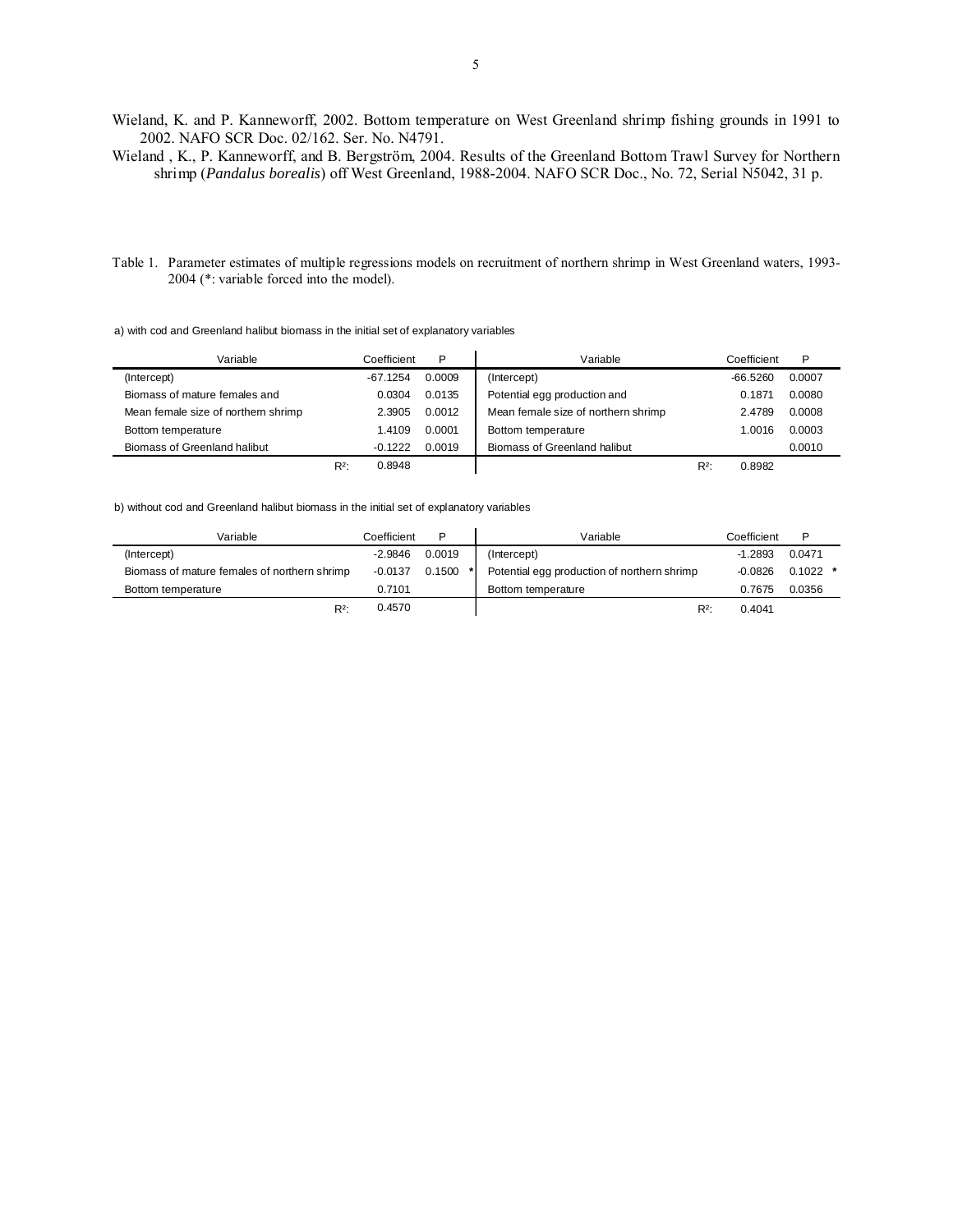Wieland, K. and P. Kanneworff, 2002. Bottom temperature on West Greenland shrimp fishing grounds in 1991 to 2002. NAFO SCR Doc. 02/162. Ser. No. N4791.

Wieland , K., P. Kanneworff, and B. Bergström, 2004. Results of the Greenland Bottom Trawl Survey for Northern shrimp (*Pandalus borealis*) off West Greenland, 1988-2004. NAFO SCR Doc., No. 72, Serial N5042, 31 p.

Table 1. Parameter estimates of multiple regressions models on recruitment of northern shrimp in West Greenland waters, 1993-2004 (*: variable forced into the model).

a) with cod and Greenland halibut biomass in the initial set of explanatory variables

| Variable | Coefficient | P | Variable | Coefficient | P |
|---|---|---|---|---|---|
| (Intercept) | -67.1254 | 0.0009 | (Intercept) | -66.5260 | 0.0007 |
| Biomass of mature females and | 0.0304 | 0.0135 | Potential egg production and | 0.1871 | 0.0080 |
| Mean female size of northern shrimp | 2.3905 | 0.0012 | Mean female size of northern shrimp | 2.4789 | 0.0008 |
| Bottom temperature | 1.4109 | 0.0001 | Bottom temperature | 1.0016 | 0.0003 |
| Biomass of Greenland halibut | -0.1222 | 0.0019 | Biomass of Greenland halibut | | 0.0010 |
| $R^2$: | 0.8948 | | $R^2$: | 0.8982 | |

b) without cod and Greenland halibut biomass in the initial set of explanatory variables

| Variable | Coefficient | P | Variable | Coefficient | P |
|---|---|---|---|---|---|
| (Intercept) | -2.9846 | 0.0019 | (Intercept) | -1.2893 | 0.0471 |
| Biomass of mature females of northern shrimp | -0.0137 | 0.1500 * | Potential egg production of northern shrimp | -0.0826 | 0.1022 * |
| Bottom temperature | 0.7101 | | Bottom temperature | 0.7675 | 0.0356 |
| $R^2$: | 0.4570 | | $R^2$: | 0.4041 | |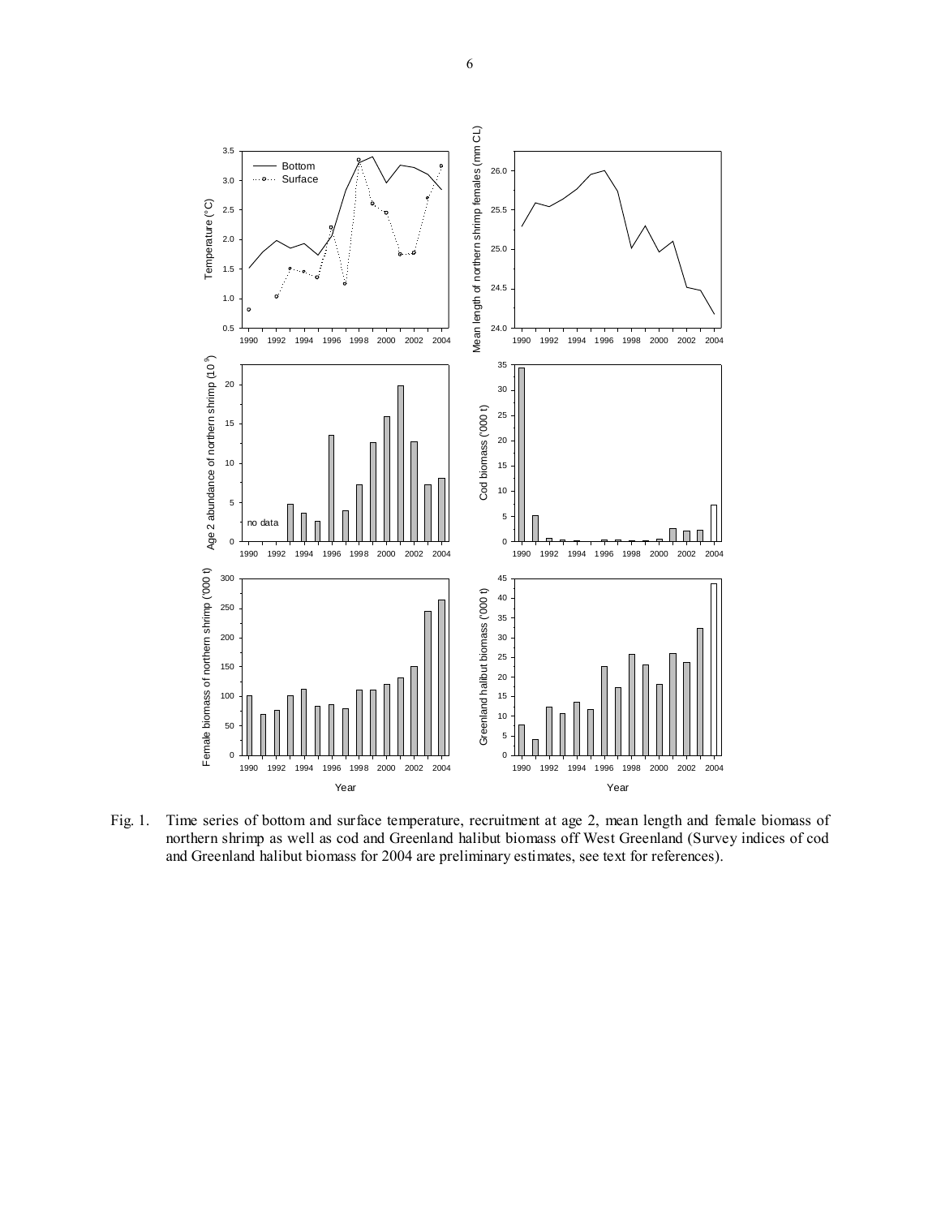Fig. 1. Time series of bottom and surface temperature, recruitment at age 2, mean length and female biomass of northern shrimp as well as cod and Greenland halibut biomass off West Greenland (Survey indices of cod and Greenland halibut biomass for 2004 are preliminary estimates, see text for references).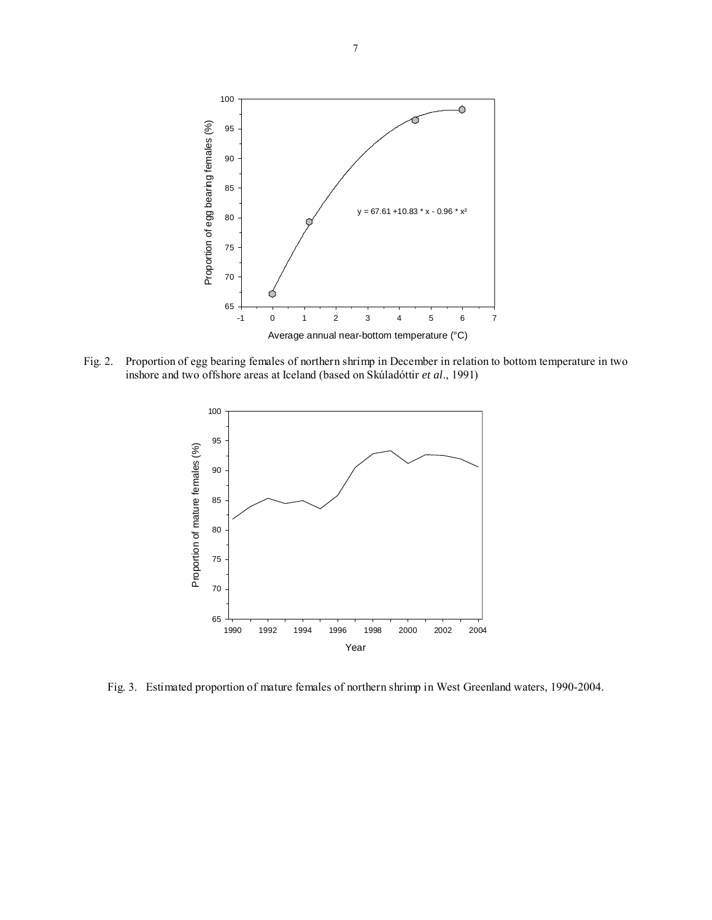Fig. 2. Proportion of egg bearing females of northern shrimp in December in relation to bottom temperature in two inshore and two offshore areas at Iceland (based on Skúladóttir *et al*., 1991)

Fig. 3. Estimated proportion of mature females of northern shrimp in West Greenland waters, 1990-2004.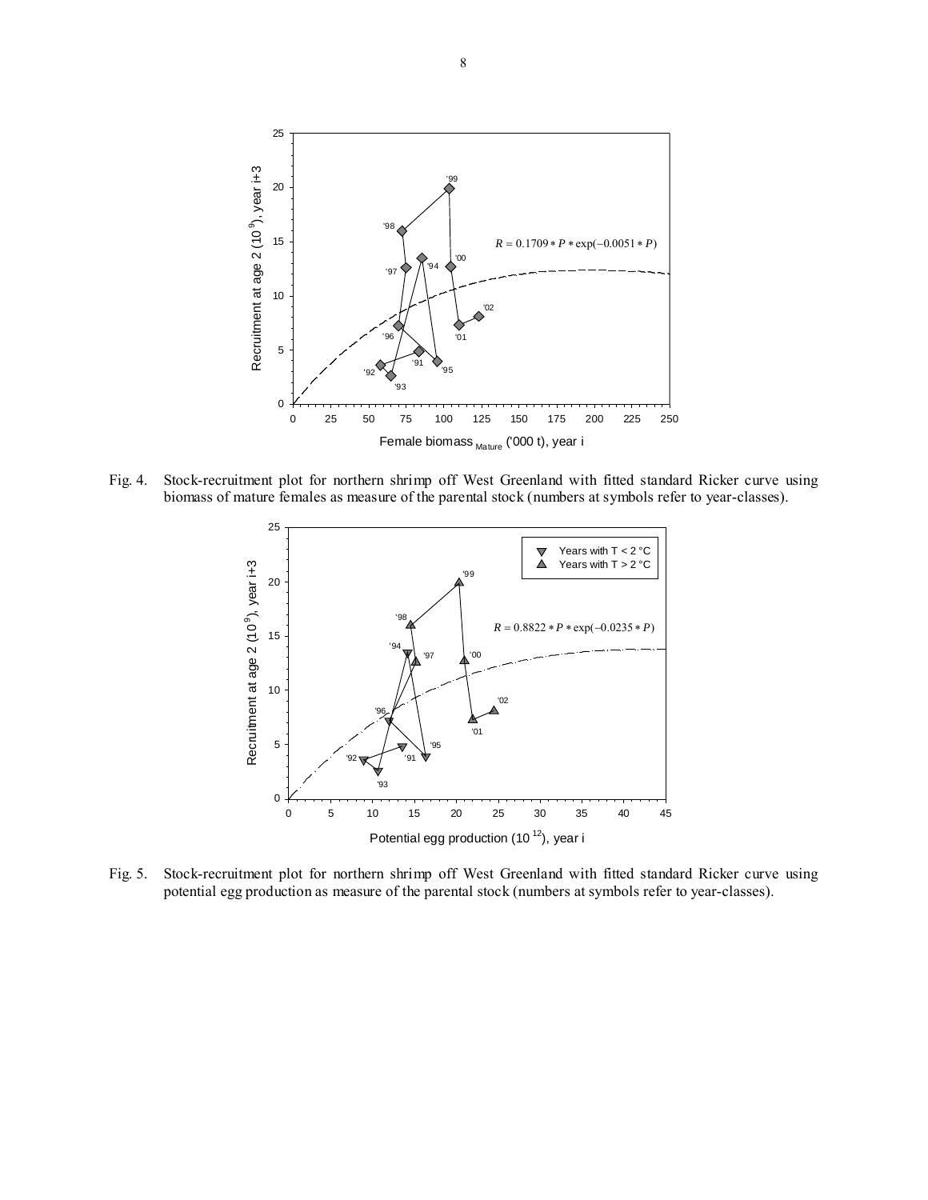Fig. 4. Stock-recruitment plot for northern shrimp off West Greenland with fitted standard Ricker curve using biomass of mature females as measure of the parental stock (numbers at symbols refer to year-classes).

Fig. 5. Stock-recruitment plot for northern shrimp off West Greenland with fitted standard Ricker curve using potential egg production as measure of the parental stock (numbers at symbols refer to year-classes).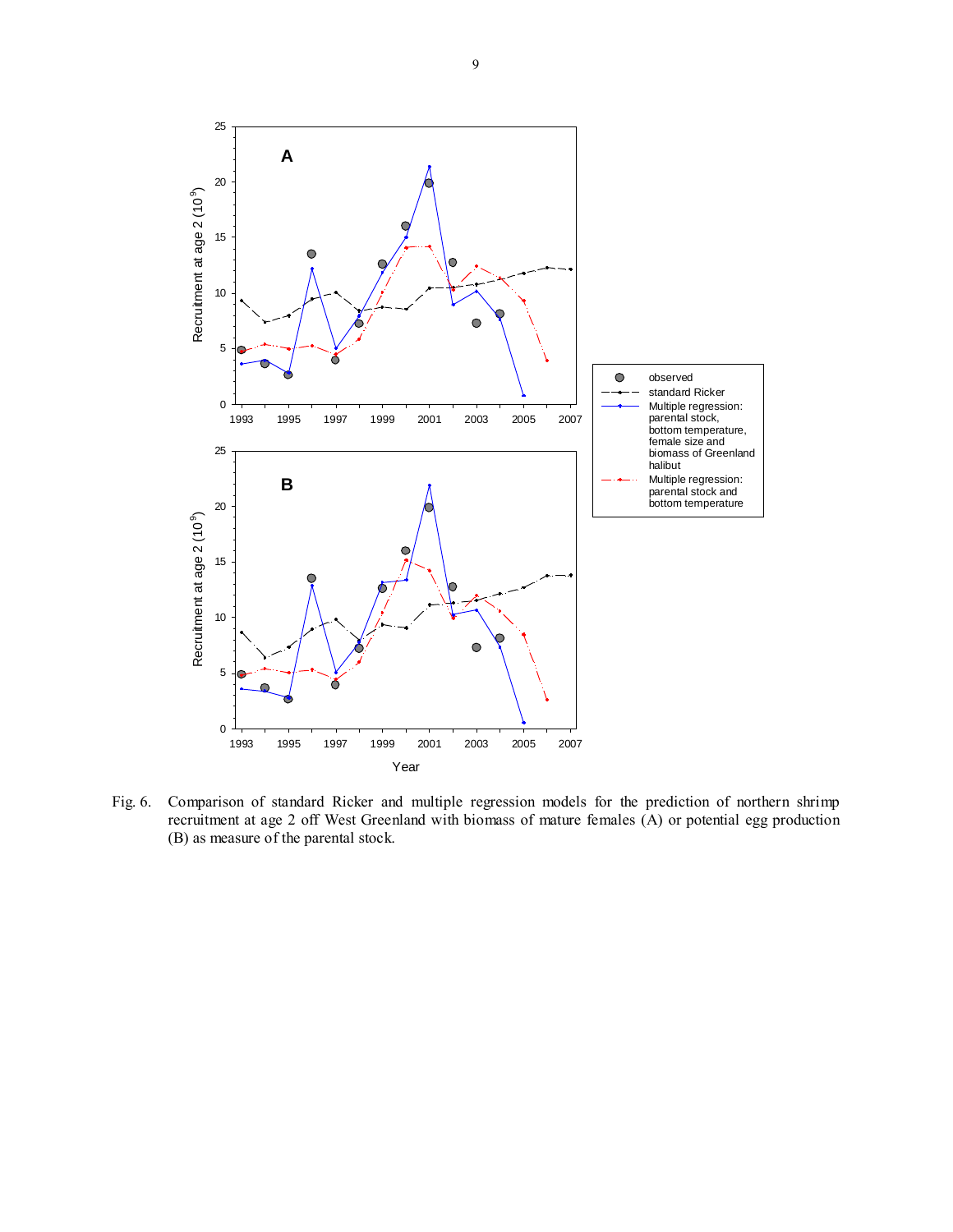A

Recruitment at age 2 ($10^9$)

25
20
15
10
5
0

1993 1995 1997 1999 2001 2003 2005 2007

observed
standard Ricker
Multiple regression: parental stock, bottom temperature, female size and biomass of Greenland halibut
Multiple regression: parental stock and bottom temperature

B

Recruitment at age 2 ($10^9$)

25
20
15
10
5
0

1993 1995 1997 1999 2001 2003 2005 2007

Year

Fig. 6. Comparison of standard Ricker and multiple regression models for the prediction of northern shrimp recruitment at age 2 off West Greenland with biomass of mature females (A) or potential egg production (B) as measure of the parental stock.